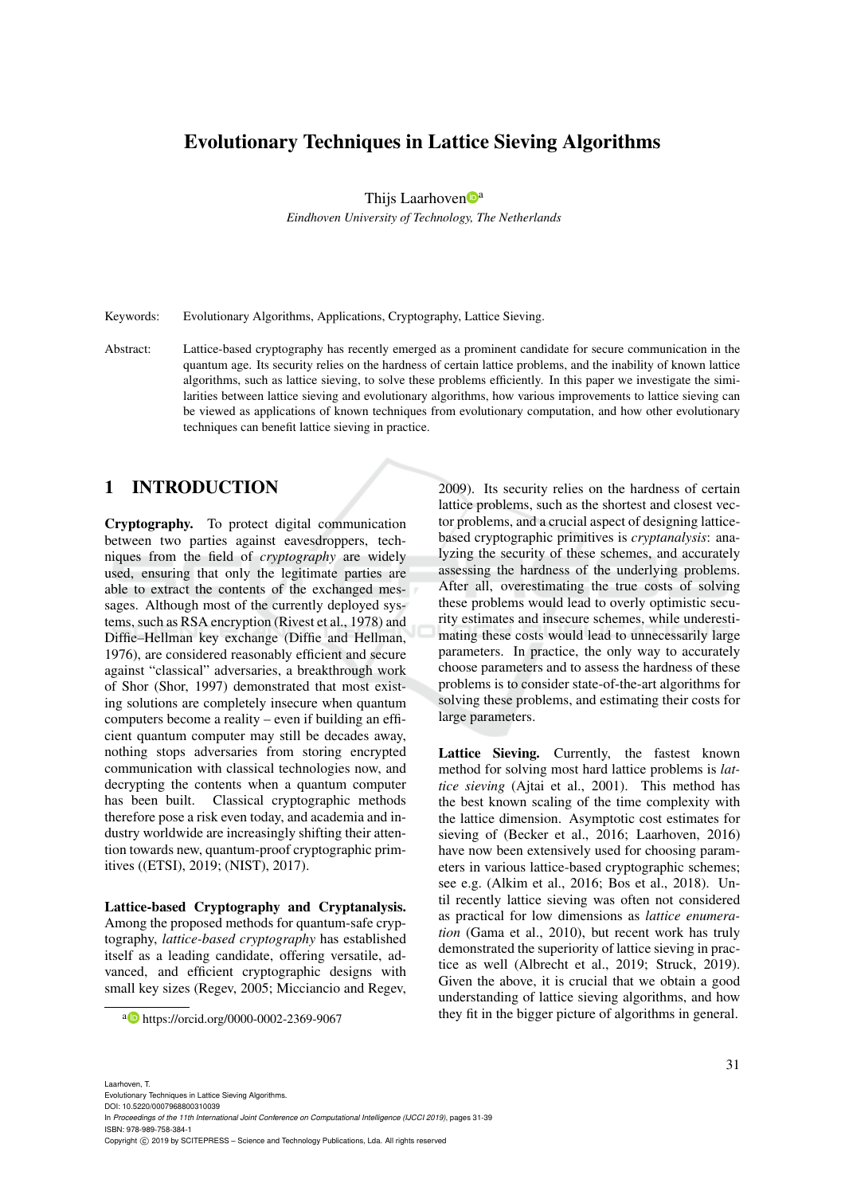# Evolutionary Techniques in Lattice Sieving Algorithms

Thijs Laarhoven[a]

*Eindhoven University of Technology, The Netherlands*

Keywords: Evolutionary Algorithms, Applications, Cryptography, Lattice Sieving.

Abstract: Lattice-based cryptography has recently emerged as a prominent candidate for secure communication in the quantum age. Its security relies on the hardness of certain lattice problems, and the inability of known lattice algorithms, such as lattice sieving, to solve these problems efficiently. In this paper we investigate the similarities between lattice sieving and evolutionary algorithms, how various improvements to lattice sieving can be viewed as applications of known techniques from evolutionary computation, and how other evolutionary techniques can benefit lattice sieving in practice.

## 1 INTRODUCTION

**Cryptography.** To protect digital communication between two parties against eavesdroppers, techniques from the field of *cryptography* are widely used, ensuring that only the legitimate parties are able to extract the contents of the exchanged messages. Although most of the currently deployed systems, such as RSA encryption (Rivest et al., 1978) and Diffie–Hellman key exchange (Diffie and Hellman, 1976), are considered reasonably efficient and secure against "classical" adversaries, a breakthrough work of Shor (Shor, 1997) demonstrated that most existing solutions are completely insecure when quantum computers become a reality – even if building an efficient quantum computer may still be decades away, nothing stops adversaries from storing encrypted communication with classical technologies now, and decrypting the contents when a quantum computer has been built. Classical cryptographic methods therefore pose a risk even today, and academia and industry worldwide are increasingly shifting their attention towards new, quantum-proof cryptographic primitives ((ETSI), 2019; (NIST), 2017).

**Lattice-based Cryptography and Cryptanalysis.** Among the proposed methods for quantum-safe cryptography, *lattice-based cryptography* has established itself as a leading candidate, offering versatile, advanced, and efficient cryptographic designs with small key sizes (Regev, 2005; Micciancio and Regev, 2009). Its security relies on the hardness of certain lattice problems, such as the shortest and closest vector problems, and a crucial aspect of designing lattice-based cryptographic primitives is *cryptanalysis*: analyzing the security of these schemes, and accurately assessing the hardness of the underlying problems. After all, overestimating the true costs of solving these problems would lead to overly optimistic security estimates and insecure schemes, while underestimating these costs would lead to unnecessarily large parameters. In practice, the only way to accurately choose parameters and to assess the hardness of these problems is to consider state-of-the-art algorithms for solving these problems, and estimating their costs for large parameters.

**Lattice Sieving.** Currently, the fastest known method for solving most hard lattice problems is *lattice sieving* (Ajtai et al., 2001). This method has the best known scaling of the time complexity with the lattice dimension. Asymptotic cost estimates for sieving of (Becker et al., 2016; Laarhoven, 2016) have now been extensively used for choosing parameters in various lattice-based cryptographic schemes; see e.g. (Alkim et al., 2016; Bos et al., 2018). Until recently lattice sieving was often not considered as practical for low dimensions as *lattice enumeration* (Gama et al., 2010), but recent work has truly demonstrated the superiority of lattice sieving in practice as well (Albrecht et al., 2019; Struck, 2019). Given the above, it is crucial that we obtain a good understanding of lattice sieving algorithms, and how they fit in the bigger picture of algorithms in general.

[a] https://orcid.org/0000-0002-2369-9067

Laarhoven, T.
Evolutionary Techniques in Lattice Sieving Algorithms.
DOI: 10.5220/0007968800310039
In *Proceedings of the 11th International Joint Conference on Computational Intelligence (IJCCI 2019)*, pages 31-39
ISBN: 978-989-758-384-1
Copyright © 2019 by SCITEPRESS – Science and Technology Publications, Lda. All rights reserved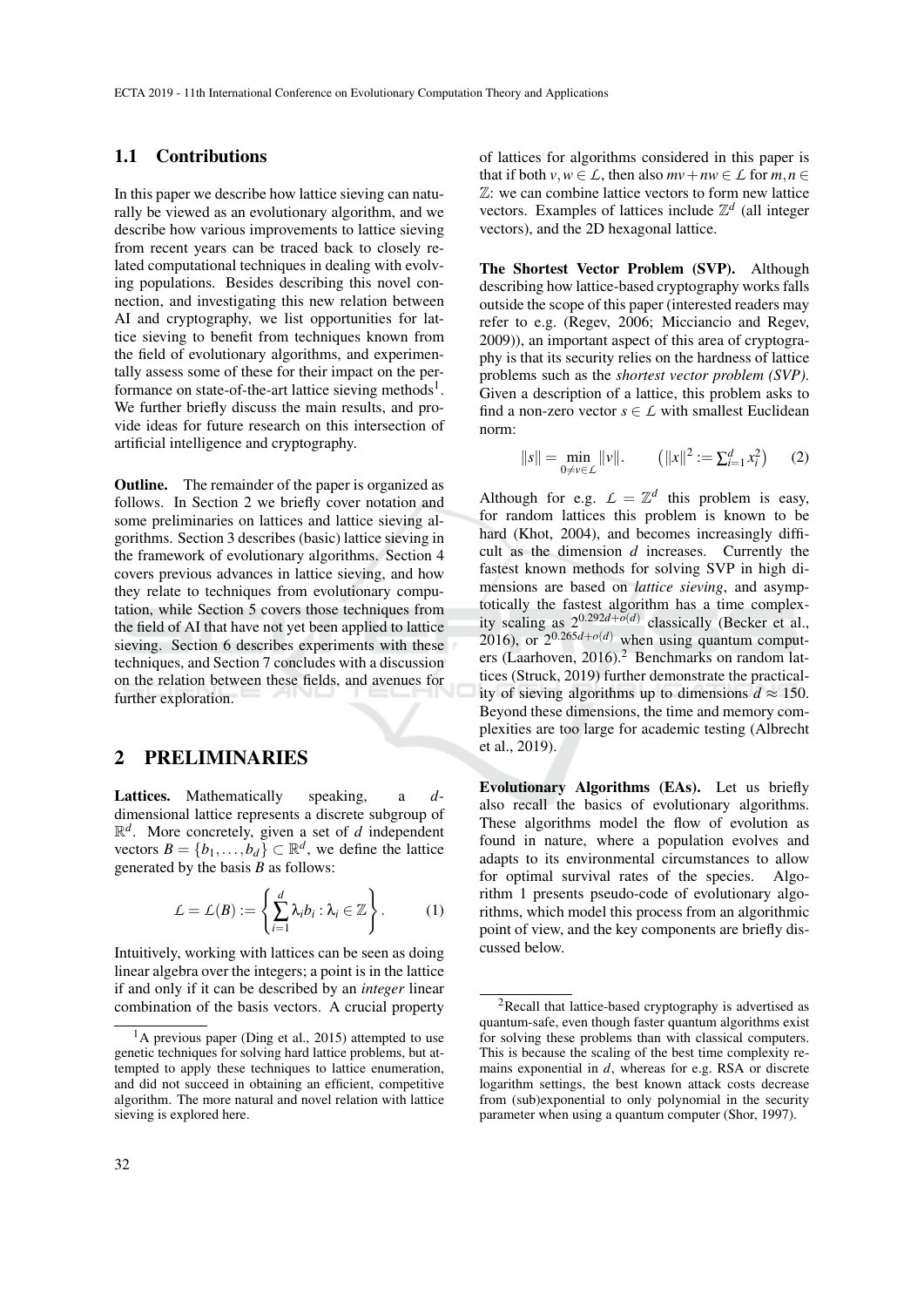### 1.1 Contributions

In this paper we describe how lattice sieving can naturally be viewed as an evolutionary algorithm, and we describe how various improvements to lattice sieving from recent years can be traced back to closely related computational techniques in dealing with evolving populations. Besides describing this novel connection, and investigating this new relation between AI and cryptography, we list opportunities for lattice sieving to benefit from techniques known from the field of evolutionary algorithms, and experimentally assess some of these for their impact on the performance on state-of-the-art lattice sieving methods[1]. We further briefly discuss the main results, and provide ideas for future research on this intersection of artificial intelligence and cryptography.

**Outline.** The remainder of the paper is organized as follows. In Section 2 we briefly cover notation and some preliminaries on lattices and lattice sieving algorithms. Section 3 describes (basic) lattice sieving in the framework of evolutionary algorithms. Section 4 covers previous advances in lattice sieving, and how they relate to techniques from evolutionary computation, while Section 5 covers those techniques from the field of AI that have not yet been applied to lattice sieving. Section 6 describes experiments with these techniques, and Section 7 concludes with a discussion on the relation between these fields, and avenues for further exploration.

## 2 PRELIMINARIES

**Lattices.** Mathematically speaking, a $d$-dimensional lattice represents a discrete subgroup of $\mathbb{R}^d$. More concretely, given a set of $d$ independent vectors $B = \{b_1, \dots, b_d\} \subset \mathbb{R}^d$, we define the lattice generated by the basis $B$ as follows:

$$\mathcal{L} = \mathcal{L}(B) := \left\{ \sum_{i=1}^{d} \lambda_i b_i : \lambda_i \in \mathbb{Z} \right\}. \qquad (1)$$

Intuitively, working with lattices can be seen as doing linear algebra over the integers; a point is in the lattice if and only if it can be described by an *integer* linear combination of the basis vectors. A crucial property of lattices for algorithms considered in this paper is that if both $v, w \in \mathcal{L}$, then also $mv + nw \in \mathcal{L}$ for $m, n \in \mathbb{Z}$: we can combine lattice vectors to form new lattice vectors. Examples of lattices include $\mathbb{Z}^d$ (all integer vectors), and the 2D hexagonal lattice.

**The Shortest Vector Problem (SVP).** Although describing how lattice-based cryptography works falls outside the scope of this paper (interested readers may refer to e.g. (Regev, 2006; Micciancio and Regev, 2009)), an important aspect of this area of cryptography is that its security relies on the hardness of lattice problems such as the *shortest vector problem (SVP)*. Given a description of a lattice, this problem asks to find a non-zero vector $s \in \mathcal{L}$ with smallest Euclidean norm:

$$\|s\| = \min_{0 \neq v \in \mathcal{L}} \|v\|. \qquad \left(\|x\|^2 := \textstyle\sum_{i=1}^{d} x_i^2\right) \qquad (2)$$

Although for e.g. $\mathcal{L} = \mathbb{Z}^d$ this problem is easy, for random lattices this problem is known to be hard (Khot, 2004), and becomes increasingly difficult as the dimension $d$ increases. Currently the fastest known methods for solving SVP in high dimensions are based on *lattice sieving*, and asymptotically the fastest algorithm has a time complexity scaling as $2^{0.292d+o(d)}$ classically (Becker et al., 2016), or $2^{0.265d+o(d)}$ when using quantum computers (Laarhoven, 2016).[2] Benchmarks on random lattices (Struck, 2019) further demonstrate the practicality of sieving algorithms up to dimensions $d \approx 150$. Beyond these dimensions, the time and memory complexities are too large for academic testing (Albrecht et al., 2019).

**Evolutionary Algorithms (EAs).** Let us briefly also recall the basics of evolutionary algorithms. These algorithms model the flow of evolution as found in nature, where a population evolves and adapts to its environmental circumstances to allow for optimal survival rates of the species. Algorithm 1 presents pseudo-code of evolutionary algorithms, which model this process from an algorithmic point of view, and the key components are briefly discussed below.

[1] A previous paper (Ding et al., 2015) attempted to use genetic techniques for solving hard lattice problems, but attempted to apply these techniques to lattice enumeration, and did not succeed in obtaining an efficient, competitive algorithm. The more natural and novel relation with lattice sieving is explored here.

[2] Recall that lattice-based cryptography is advertised as quantum-safe, even though faster quantum algorithms exist for solving these problems than with classical computers. This is because the scaling of the best time complexity remains exponential in $d$, whereas for e.g. RSA or discrete logarithm settings, the best known attack costs decrease from (sub)exponential to only polynomial in the security parameter when using a quantum computer (Shor, 1997).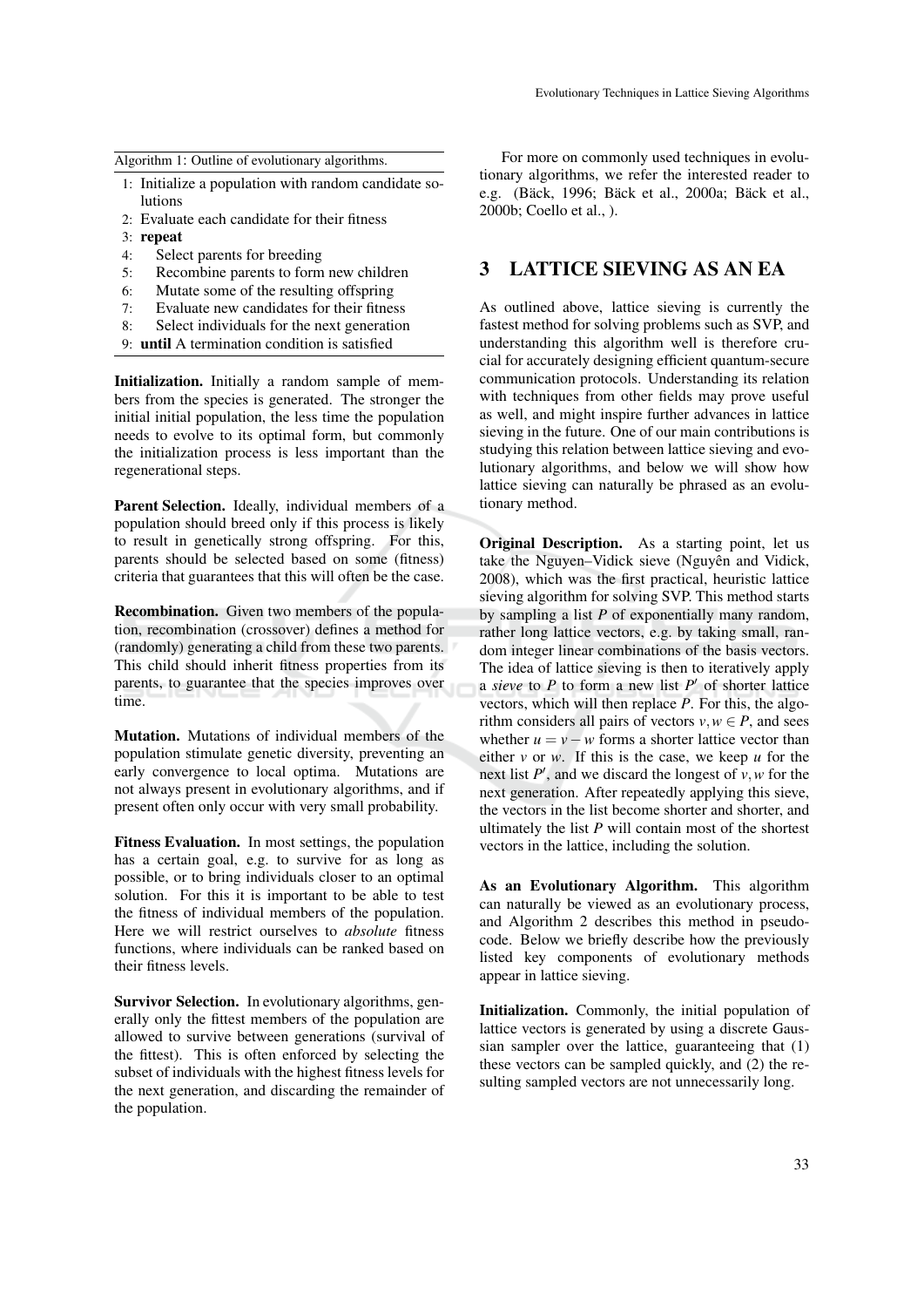Algorithm 1: Outline of evolutionary algorithms.

```
1: Initialize a population with random candidate solutions
2: Evaluate each candidate for their fitness
3: repeat
4:     Select parents for breeding
5:     Recombine parents to form new children
6:     Mutate some of the resulting offspring
7:     Evaluate new candidates for their fitness
8:     Select individuals for the next generation
9: until A termination condition is satisfied
```

**Initialization.** Initially a random sample of members from the species is generated. The stronger the initial initial population, the less time the population needs to evolve to its optimal form, but commonly the initialization process is less important than the regenerational steps.

**Parent Selection.** Ideally, individual members of a population should breed only if this process is likely to result in genetically strong offspring. For this, parents should be selected based on some (fitness) criteria that guarantees that this will often be the case.

**Recombination.** Given two members of the population, recombination (crossover) defines a method for (randomly) generating a child from these two parents. This child should inherit fitness properties from its parents, to guarantee that the species improves over time.

**Mutation.** Mutations of individual members of the population stimulate genetic diversity, preventing an early convergence to local optima. Mutations are not always present in evolutionary algorithms, and if present often only occur with very small probability.

**Fitness Evaluation.** In most settings, the population has a certain goal, e.g. to survive for as long as possible, or to bring individuals closer to an optimal solution. For this it is important to be able to test the fitness of individual members of the population. Here we will restrict ourselves to *absolute* fitness functions, where individuals can be ranked based on their fitness levels.

**Survivor Selection.** In evolutionary algorithms, generally only the fittest members of the population are allowed to survive between generations (survival of the fittest). This is often enforced by selecting the subset of individuals with the highest fitness levels for the next generation, and discarding the remainder of the population.

For more on commonly used techniques in evolutionary algorithms, we refer the interested reader to e.g. (Bäck, 1996; Bäck et al., 2000a; Bäck et al., 2000b; Coello et al., ).

## 3 LATTICE SIEVING AS AN EA

As outlined above, lattice sieving is currently the fastest method for solving problems such as SVP, and understanding this algorithm well is therefore crucial for accurately designing efficient quantum-secure communication protocols. Understanding its relation with techniques from other fields may prove useful as well, and might inspire further advances in lattice sieving in the future. One of our main contributions is studying this relation between lattice sieving and evolutionary algorithms, and below we will show how lattice sieving can naturally be phrased as an evolutionary method.

**Original Description.** As a starting point, let us take the Nguyen–Vidick sieve (Nguyên and Vidick, 2008), which was the first practical, heuristic lattice sieving algorithm for solving SVP. This method starts by sampling a list $P$ of exponentially many random, rather long lattice vectors, e.g. by taking small, random integer linear combinations of the basis vectors. The idea of lattice sieving is then to iteratively apply a *sieve* to $P$ to form a new list $P'$ of shorter lattice vectors, which will then replace $P$. For this, the algorithm considers all pairs of vectors $v, w \in P$, and sees whether $u = v - w$ forms a shorter lattice vector than either $v$ or $w$. If this is the case, we keep $u$ for the next list $P'$, and we discard the longest of $v, w$ for the next generation. After repeatedly applying this sieve, the vectors in the list become shorter and shorter, and ultimately the list $P$ will contain most of the shortest vectors in the lattice, including the solution.

**As an Evolutionary Algorithm.** This algorithm can naturally be viewed as an evolutionary process, and Algorithm 2 describes this method in pseudocode. Below we briefly describe how the previously listed key components of evolutionary methods appear in lattice sieving.

**Initialization.** Commonly, the initial population of lattice vectors is generated by using a discrete Gaussian sampler over the lattice, guaranteeing that (1) these vectors can be sampled quickly, and (2) the resulting sampled vectors are not unnecessarily long.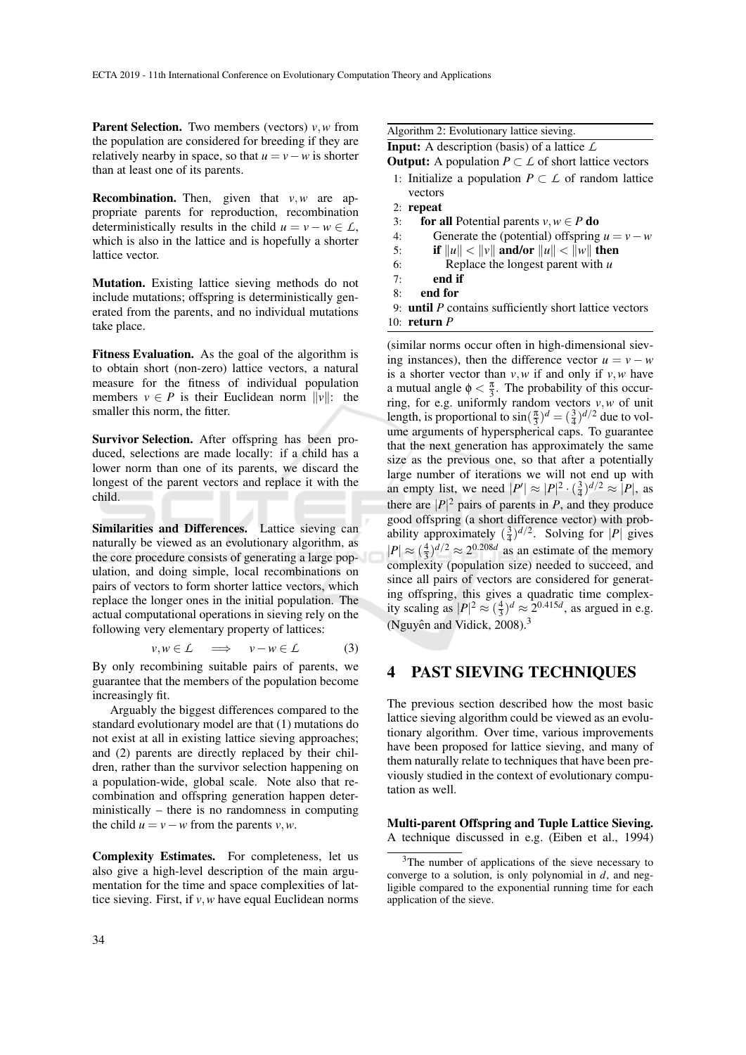**Parent Selection.** Two members (vectors) $v, w$ from the population are considered for breeding if they are relatively nearby in space, so that $u = v - w$ is shorter than at least one of its parents.

**Recombination.** Then, given that $v, w$ are appropriate parents for reproduction, recombination deterministically results in the child $u = v - w \in \mathcal{L}$, which is also in the lattice and is hopefully a shorter lattice vector.

**Mutation.** Existing lattice sieving methods do not include mutations; offspring is deterministically generated from the parents, and no individual mutations take place.

**Fitness Evaluation.** As the goal of the algorithm is to obtain short (non-zero) lattice vectors, a natural measure for the fitness of individual population members $v \in P$ is their Euclidean norm $\|v\|$: the smaller this norm, the fitter.

**Survivor Selection.** After offspring has been produced, selections are made locally: if a child has a lower norm than one of its parents, we discard the longest of the parent vectors and replace it with the child.

**Similarities and Differences.** Lattice sieving can naturally be viewed as an evolutionary algorithm, as the core procedure consists of generating a large population, and doing simple, local recombinations on pairs of vectors to form shorter lattice vectors, which replace the longer ones in the initial population. The actual computational operations in sieving rely on the following very elementary property of lattices:

$$v, w \in \mathcal{L} \quad \Longrightarrow \quad v - w \in \mathcal{L} \tag{3}$$

By only recombining suitable pairs of parents, we guarantee that the members of the population become increasingly fit.

Arguably the biggest differences compared to the standard evolutionary model are that (1) mutations do not exist at all in existing lattice sieving approaches; and (2) parents are directly replaced by their children, rather than the survivor selection happening on a population-wide, global scale. Note also that recombination and offspring generation happen deterministically – there is no randomness in computing the child $u = v - w$ from the parents $v, w$.

**Complexity Estimates.** For completeness, let us also give a high-level description of the main argumentation for the time and space complexities of lattice sieving. First, if $v, w$ have equal Euclidean norms

---

Algorithm 2: Evolutionary lattice sieving.

**Input:** A description (basis) of a lattice $\mathcal{L}$
**Output:** A population $P \subset \mathcal{L}$ of short lattice vectors

1: Initialize a population $P \subset \mathcal{L}$ of random lattice vectors
2: **repeat**
3: **for all** Potential parents $v, w \in P$ **do**
4: Generate the (potential) offspring $u = v - w$
5: **if** $\|u\| < \|v\|$ **and/or** $\|u\| < \|w\|$ **then**
6: Replace the longest parent with $u$
7: **end if**
8: **end for**
9: **until** $P$ contains sufficiently short lattice vectors
10: **return** $P$

---

(similar norms occur often in high-dimensional sieving instances), then the difference vector $u = v - w$ is a shorter vector than $v, w$ if and only if $v, w$ have a mutual angle $\phi < \frac{\pi}{3}$. The probability of this occurring, for e.g. uniformly random vectors $v, w$ of unit length, is proportional to $\sin(\frac{\pi}{3})^d = (\frac{3}{4})^{d/2}$ due to volume arguments of hyperspherical caps. To guarantee that the next generation has approximately the same size as the previous one, so that after a potentially large number of iterations we will not end up with an empty list, we need $|P'| \approx |P|^2 \cdot (\frac{3}{4})^{d/2} \approx |P|$, as there are $|P|^2$ pairs of parents in $P$, and they produce good offspring (a short difference vector) with probability approximately $(\frac{3}{4})^{d/2}$. Solving for $|P|$ gives $|P| \approx (\frac{4}{3})^{d/2} \approx 2^{0.208d}$ as an estimate of the memory complexity (population size) needed to succeed, and since all pairs of vectors are considered for generating offspring, this gives a quadratic time complexity scaling as $|P|^2 \approx (\frac{4}{3})^d \approx 2^{0.415d}$, as argued in e.g. (Nguyên and Vidick, 2008).[3]

## 4 PAST SIEVING TECHNIQUES

The previous section described how the most basic lattice sieving algorithm could be viewed as an evolutionary algorithm. Over time, various improvements have been proposed for lattice sieving, and many of them naturally relate to techniques that have been previously studied in the context of evolutionary computation as well.

**Multi-parent Offspring and Tuple Lattice Sieving.** A technique discussed in e.g. (Eiben et al., 1994)

[3] The number of applications of the sieve necessary to converge to a solution, is only polynomial in $d$, and negligible compared to the exponential running time for each application of the sieve.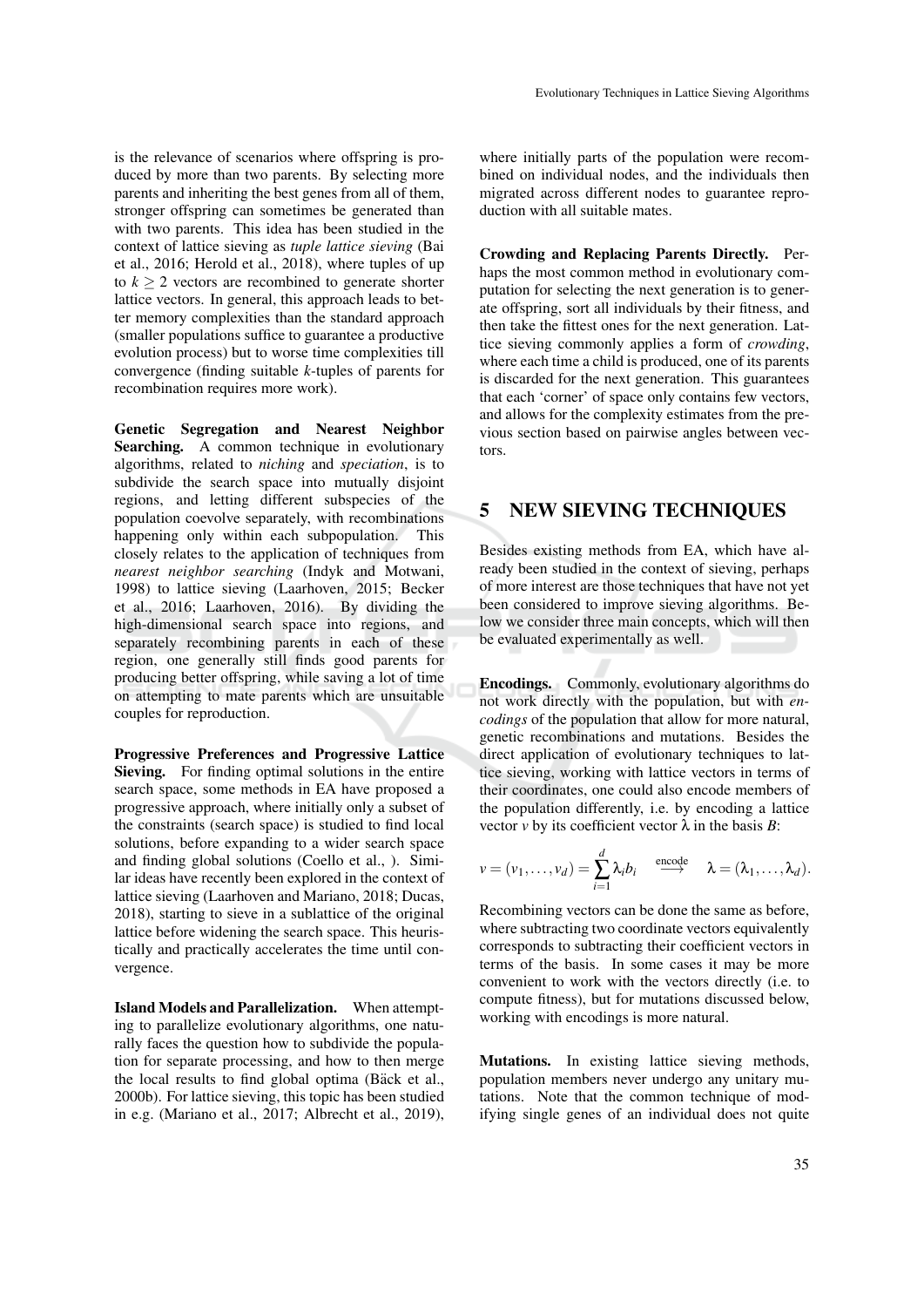is the relevance of scenarios where offspring is produced by more than two parents. By selecting more parents and inheriting the best genes from all of them, stronger offspring can sometimes be generated than with two parents. This idea has been studied in the context of lattice sieving as *tuple lattice sieving* (Bai et al., 2016; Herold et al., 2018), where tuples of up to $k \geq 2$ vectors are recombined to generate shorter lattice vectors. In general, this approach leads to better memory complexities than the standard approach (smaller populations suffice to guarantee a productive evolution process) but to worse time complexities till convergence (finding suitable $k$-tuples of parents for recombination requires more work).

**Genetic Segregation and Nearest Neighbor Searching.** A common technique in evolutionary algorithms, related to *niching* and *speciation*, is to subdivide the search space into mutually disjoint regions, and letting different subspecies of the population coevolve separately, with recombinations happening only within each subpopulation. This closely relates to the application of techniques from *nearest neighbor searching* (Indyk and Motwani, 1998) to lattice sieving (Laarhoven, 2015; Becker et al., 2016; Laarhoven, 2016). By dividing the high-dimensional search space into regions, and separately recombining parents in each of these region, one generally still finds good parents for producing better offspring, while saving a lot of time on attempting to mate parents which are unsuitable couples for reproduction.

**Progressive Preferences and Progressive Lattice Sieving.** For finding optimal solutions in the entire search space, some methods in EA have proposed a progressive approach, where initially only a subset of the constraints (search space) is studied to find local solutions, before expanding to a wider search space and finding global solutions (Coello et al., ). Similar ideas have recently been explored in the context of lattice sieving (Laarhoven and Mariano, 2018; Ducas, 2018), starting to sieve in a sublattice of the original lattice before widening the search space. This heuristically and practically accelerates the time until convergence.

**Island Models and Parallelization.** When attempting to parallelize evolutionary algorithms, one naturally faces the question how to subdivide the population for separate processing, and how to then merge the local results to find global optima (Bäck et al., 2000b). For lattice sieving, this topic has been studied in e.g. (Mariano et al., 2017; Albrecht et al., 2019), where initially parts of the population were recombined on individual nodes, and the individuals then migrated across different nodes to guarantee reproduction with all suitable mates.

**Crowding and Replacing Parents Directly.** Perhaps the most common method in evolutionary computation for selecting the next generation is to generate offspring, sort all individuals by their fitness, and then take the fittest ones for the next generation. Lattice sieving commonly applies a form of *crowding*, where each time a child is produced, one of its parents is discarded for the next generation. This guarantees that each 'corner' of space only contains few vectors, and allows for the complexity estimates from the previous section based on pairwise angles between vectors.

## 5 NEW SIEVING TECHNIQUES

Besides existing methods from EA, which have already been studied in the context of sieving, perhaps of more interest are those techniques that have not yet been considered to improve sieving algorithms. Below we consider three main concepts, which will then be evaluated experimentally as well.

**Encodings.** Commonly, evolutionary algorithms do not work directly with the population, but with *encodings* of the population that allow for more natural, genetic recombinations and mutations. Besides the direct application of evolutionary techniques to lattice sieving, working with lattice vectors in terms of their coordinates, one could also encode members of the population differently, i.e. by encoding a lattice vector $v$ by its coefficient vector $\lambda$ in the basis $B$:

$$v = (v_1, \dots, v_d) = \sum_{i=1}^{d} \lambda_i b_i \quad \overset{\text{encode}}{\longrightarrow} \quad \lambda = (\lambda_1, \dots, \lambda_d).$$

Recombining vectors can be done the same as before, where subtracting two coordinate vectors equivalently corresponds to subtracting their coefficient vectors in terms of the basis. In some cases it may be more convenient to work with the vectors directly (i.e. to compute fitness), but for mutations discussed below, working with encodings is more natural.

**Mutations.** In existing lattice sieving methods, population members never undergo any unitary mutations. Note that the common technique of modifying single genes of an individual does not quite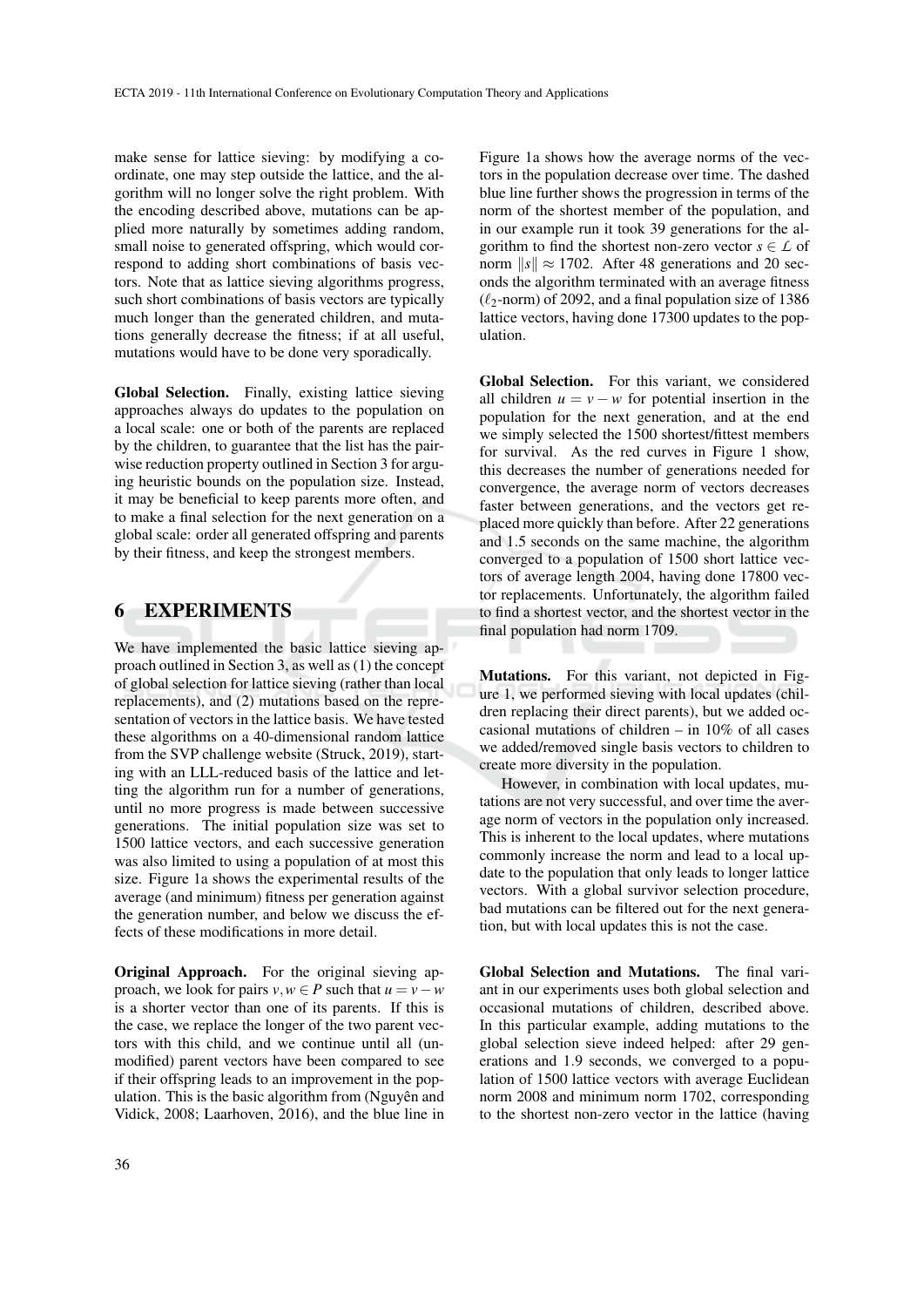make sense for lattice sieving: by modifying a coordinate, one may step outside the lattice, and the algorithm will no longer solve the right problem. With the encoding described above, mutations can be applied more naturally by sometimes adding random, small noise to generated offspring, which would correspond to adding short combinations of basis vectors. Note that as lattice sieving algorithms progress, such short combinations of basis vectors are typically much longer than the generated children, and mutations generally decrease the fitness; if at all useful, mutations would have to be done very sporadically.

**Global Selection.** Finally, existing lattice sieving approaches always do updates to the population on a local scale: one or both of the parents are replaced by the children, to guarantee that the list has the pairwise reduction property outlined in Section 3 for arguing heuristic bounds on the population size. Instead, it may be beneficial to keep parents more often, and to make a final selection for the next generation on a global scale: order all generated offspring and parents by their fitness, and keep the strongest members.

## 6 EXPERIMENTS

We have implemented the basic lattice sieving approach outlined in Section 3, as well as (1) the concept of global selection for lattice sieving (rather than local replacements), and (2) mutations based on the representation of vectors in the lattice basis. We have tested these algorithms on a 40-dimensional random lattice from the SVP challenge website (Struck, 2019), starting with an LLL-reduced basis of the lattice and letting the algorithm run for a number of generations, until no more progress is made between successive generations. The initial population size was set to 1500 lattice vectors, and each successive generation was also limited to using a population of at most this size. Figure 1a shows the experimental results of the average (and minimum) fitness per generation against the generation number, and below we discuss the effects of these modifications in more detail.

**Original Approach.** For the original sieving approach, we look for pairs $v, w \in P$ such that $u = v - w$ is a shorter vector than one of its parents. If this is the case, we replace the longer of the two parent vectors with this child, and we continue until all (unmodified) parent vectors have been compared to see if their offspring leads to an improvement in the population. This is the basic algorithm from (Nguyên and Vidick, 2008; Laarhoven, 2016), and the blue line in Figure 1a shows how the average norms of the vectors in the population decrease over time. The dashed blue line further shows the progression in terms of the norm of the shortest member of the population, and in our example run it took 39 generations for the algorithm to find the shortest non-zero vector $s \in \mathcal{L}$ of norm $\|s\| \approx 1702$. After 48 generations and 20 seconds the algorithm terminated with an average fitness ($\ell_2$-norm) of 2092, and a final population size of 1386 lattice vectors, having done 17300 updates to the population.

**Global Selection.** For this variant, we considered all children $u = v - w$ for potential insertion in the population for the next generation, and at the end we simply selected the 1500 shortest/fittest members for survival. As the red curves in Figure 1 show, this decreases the number of generations needed for convergence, the average norm of vectors decreases faster between generations, and the vectors get replaced more quickly than before. After 22 generations and 1.5 seconds on the same machine, the algorithm converged to a population of 1500 short lattice vectors of average length 2004, having done 17800 vector replacements. Unfortunately, the algorithm failed to find a shortest vector, and the shortest vector in the final population had norm 1709.

**Mutations.** For this variant, not depicted in Figure 1, we performed sieving with local updates (children replacing their direct parents), but we added occasional mutations of children – in 10% of all cases we added/removed single basis vectors to children to create more diversity in the population.

However, in combination with local updates, mutations are not very successful, and over time the average norm of vectors in the population only increased. This is inherent to the local updates, where mutations commonly increase the norm and lead to a local update to the population that only leads to longer lattice vectors. With a global survivor selection procedure, bad mutations can be filtered out for the next generation, but with local updates this is not the case.

**Global Selection and Mutations.** The final variant in our experiments uses both global selection and occasional mutations of children, described above. In this particular example, adding mutations to the global selection sieve indeed helped: after 29 generations and 1.9 seconds, we converged to a population of 1500 lattice vectors with average Euclidean norm 2008 and minimum norm 1702, corresponding to the shortest non-zero vector in the lattice (having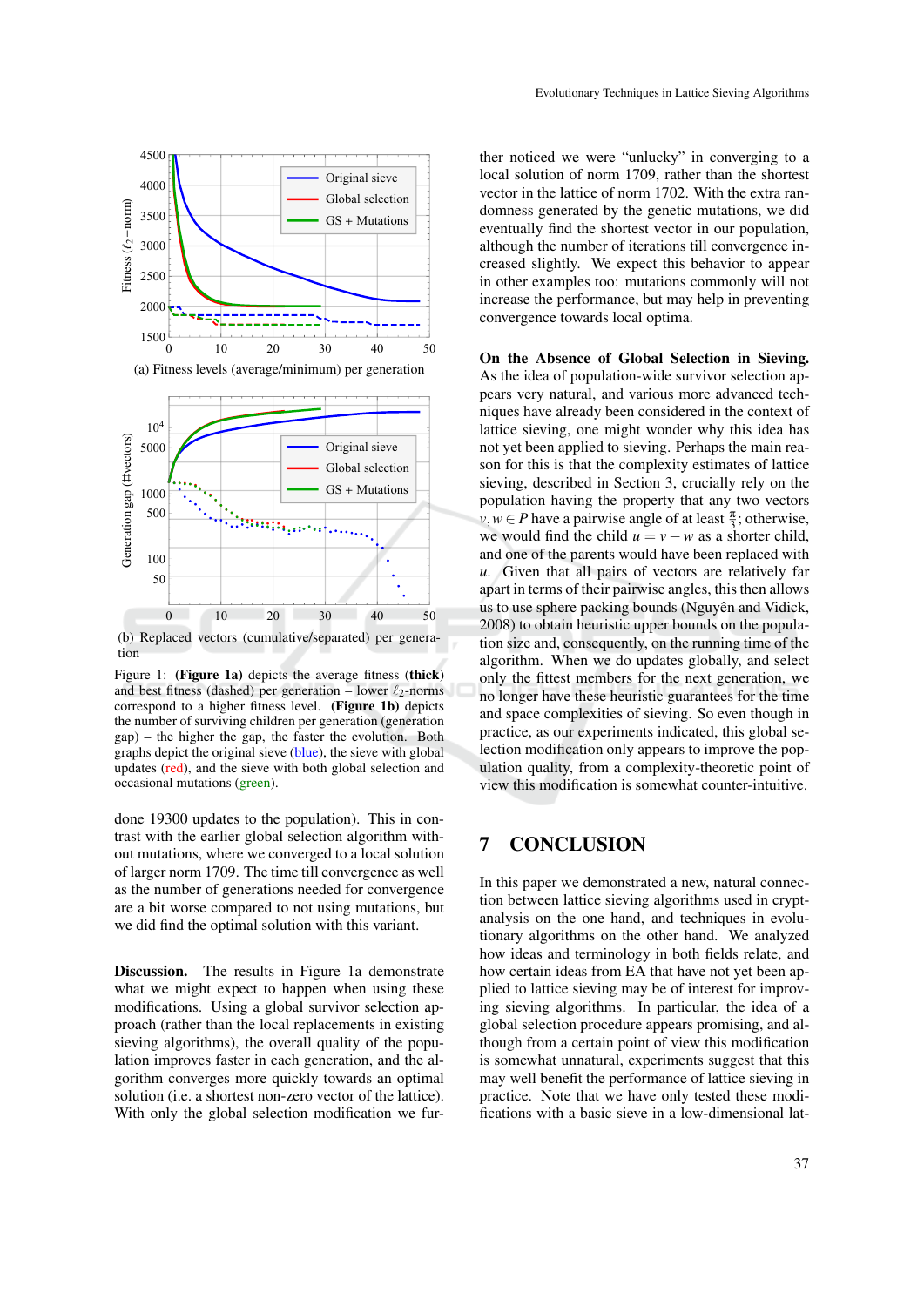(a) Fitness levels (average/minimum) per generation

(b) Replaced vectors (cumulative/separated) per generation

Figure 1: **(Figure 1a)** depicts the average fitness (**thick**) and best fitness (dashed) per generation – lower $\ell_2$-norms correspond to a higher fitness level. **(Figure 1b)** depicts the number of surviving children per generation (generation gap) – the higher the gap, the faster the evolution. Both graphs depict the original sieve (blue), the sieve with global updates (red), and the sieve with both global selection and occasional mutations (green).

done 19300 updates to the population). This in contrast with the earlier global selection algorithm without mutations, where we converged to a local solution of larger norm 1709. The time till convergence as well as the number of generations needed for convergence are a bit worse compared to not using mutations, but we did find the optimal solution with this variant.

**Discussion.** The results in Figure 1a demonstrate what we might expect to happen when using these modifications. Using a global survivor selection approach (rather than the local replacements in existing sieving algorithms), the overall quality of the population improves faster in each generation, and the algorithm converges more quickly towards an optimal solution (i.e. a shortest non-zero vector of the lattice). With only the global selection modification we further noticed we were "unlucky" in converging to a local solution of norm 1709, rather than the shortest vector in the lattice of norm 1702. With the extra randomness generated by the genetic mutations, we did eventually find the shortest vector in our population, although the number of iterations till convergence increased slightly. We expect this behavior to appear in other examples too: mutations commonly will not increase the performance, but may help in preventing convergence towards local optima.

**On the Absence of Global Selection in Sieving.** As the idea of population-wide survivor selection appears very natural, and various more advanced techniques have already been considered in the context of lattice sieving, one might wonder why this idea has not yet been applied to sieving. Perhaps the main reason for this is that the complexity estimates of lattice sieving, described in Section 3, crucially rely on the population having the property that any two vectors $v, w \in P$ have a pairwise angle of at least $\frac{\pi}{3}$; otherwise, we would find the child $u = v - w$ as a shorter child, and one of the parents would have been replaced with $u$. Given that all pairs of vectors are relatively far apart in terms of their pairwise angles, this then allows us to use sphere packing bounds (Nguyên and Vidick, 2008) to obtain heuristic upper bounds on the population size and, consequently, on the running time of the algorithm. When we do updates globally, and select only the fittest members for the next generation, we no longer have these heuristic guarantees for the time and space complexities of sieving. So even though in practice, as our experiments indicated, this global selection modification only appears to improve the population quality, from a complexity-theoretic point of view this modification is somewhat counter-intuitive.

## 7 CONCLUSION

In this paper we demonstrated a new, natural connection between lattice sieving algorithms used in cryptanalysis on the one hand, and techniques in evolutionary algorithms on the other hand. We analyzed how ideas and terminology in both fields relate, and how certain ideas from EA that have not yet been applied to lattice sieving may be of interest for improving sieving algorithms. In particular, the idea of a global selection procedure appears promising, and although from a certain point of view this modification is somewhat unnatural, experiments suggest that this may well benefit the performance of lattice sieving in practice. Note that we have only tested these modifications with a basic sieve in a low-dimensional lat-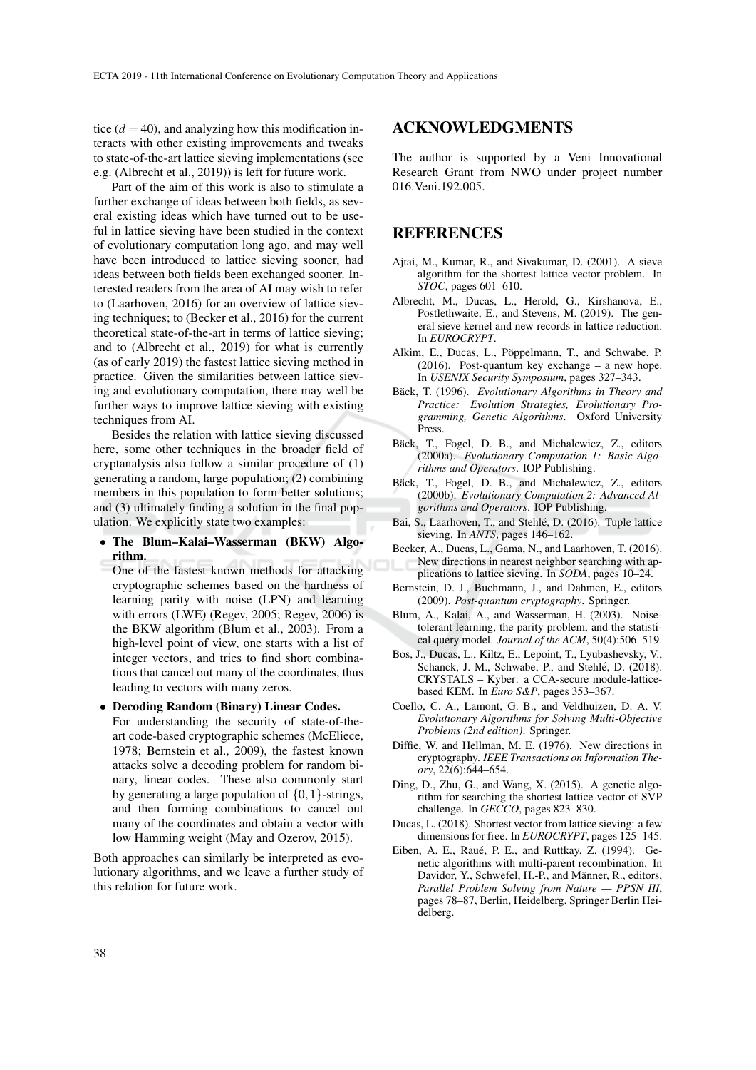tice ($d = 40$), and analyzing how this modification interacts with other existing improvements and tweaks to state-of-the-art lattice sieving implementations (see e.g. (Albrecht et al., 2019)) is left for future work.

Part of the aim of this work is also to stimulate a further exchange of ideas between both fields, as several existing ideas which have turned out to be useful in lattice sieving have been studied in the context of evolutionary computation long ago, and may well have been introduced to lattice sieving sooner, had ideas between both fields been exchanged sooner. Interested readers from the area of AI may wish to refer to (Laarhoven, 2016) for an overview of lattice sieving techniques; to (Becker et al., 2016) for the current theoretical state-of-the-art in terms of lattice sieving; and to (Albrecht et al., 2019) for what is currently (as of early 2019) the fastest lattice sieving method in practice. Given the similarities between lattice sieving and evolutionary computation, there may well be further ways to improve lattice sieving with existing techniques from AI.

Besides the relation with lattice sieving discussed here, some other techniques in the broader field of cryptanalysis also follow a similar procedure of (1) generating a random, large population; (2) combining members in this population to form better solutions; and (3) ultimately finding a solution in the final population. We explicitly state two examples:

- **The Blum–Kalai–Wasserman (BKW) Algorithm.** One of the fastest known methods for attacking cryptographic schemes based on the hardness of learning parity with noise (LPN) and learning with errors (LWE) (Regev, 2005; Regev, 2006) is the BKW algorithm (Blum et al., 2003). From a high-level point of view, one starts with a list of integer vectors, and tries to find short combinations that cancel out many of the coordinates, thus leading to vectors with many zeros.
- **Decoding Random (Binary) Linear Codes.** For understanding the security of state-of-the-art code-based cryptographic schemes (McEliece, 1978; Bernstein et al., 2009), the fastest known attacks solve a decoding problem for random binary, linear codes. These also commonly start by generating a large population of $\{0,1\}$-strings, and then forming combinations to cancel out many of the coordinates and obtain a vector with low Hamming weight (May and Ozerov, 2015).

Both approaches can similarly be interpreted as evolutionary algorithms, and we leave a further study of this relation for future work.

## ACKNOWLEDGMENTS

The author is supported by a Veni Innovational Research Grant from NWO under project number 016.Veni.192.005.

## REFERENCES

Ajtai, M., Kumar, R., and Sivakumar, D. (2001). A sieve algorithm for the shortest lattice vector problem. In *STOC*, pages 601–610.

Albrecht, M., Ducas, L., Herold, G., Kirshanova, E., Postlethwaite, E., and Stevens, M. (2019). The general sieve kernel and new records in lattice reduction. In *EUROCRYPT*.

Alkim, E., Ducas, L., Pöppelmann, T., and Schwabe, P. (2016). Post-quantum key exchange – a new hope. In *USENIX Security Symposium*, pages 327–343.

Bäck, T. (1996). *Evolutionary Algorithms in Theory and Practice: Evolution Strategies, Evolutionary Programming, Genetic Algorithms*. Oxford University Press.

Bäck, T., Fogel, D. B., and Michalewicz, Z., editors (2000a). *Evolutionary Computation 1: Basic Algorithms and Operators*. IOP Publishing.

Bäck, T., Fogel, D. B., and Michalewicz, Z., editors (2000b). *Evolutionary Computation 2: Advanced Algorithms and Operators*. IOP Publishing.

Bai, S., Laarhoven, T., and Stehlé, D. (2016). Tuple lattice sieving. In *ANTS*, pages 146–162.

Becker, A., Ducas, L., Gama, N., and Laarhoven, T. (2016). New directions in nearest neighbor searching with applications to lattice sieving. In *SODA*, pages 10–24.

Bernstein, D. J., Buchmann, J., and Dahmen, E., editors (2009). *Post-quantum cryptography*. Springer.

Blum, A., Kalai, A., and Wasserman, H. (2003). Noise-tolerant learning, the parity problem, and the statistical query model. *Journal of the ACM*, 50(4):506–519.

Bos, J., Ducas, L., Kiltz, E., Lepoint, T., Lyubashevsky, V., Schanck, J. M., Schwabe, P., and Stehlé, D. (2018). CRYSTALS – Kyber: a CCA-secure module-lattice-based KEM. In *Euro S&P*, pages 353–367.

Coello, C. A., Lamont, G. B., and Veldhuizen, D. A. V. *Evolutionary Algorithms for Solving Multi-Objective Problems (2nd edition)*. Springer.

Diffie, W. and Hellman, M. E. (1976). New directions in cryptography. *IEEE Transactions on Information Theory*, 22(6):644–654.

Ding, D., Zhu, G., and Wang, X. (2015). A genetic algorithm for searching the shortest lattice vector of SVP challenge. In *GECCO*, pages 823–830.

Ducas, L. (2018). Shortest vector from lattice sieving: a few dimensions for free. In *EUROCRYPT*, pages 125–145.

Eiben, A. E., Raué, P. E., and Ruttkay, Z. (1994). Genetic algorithms with multi-parent recombination. In Davidor, Y., Schwefel, H.-P., and Männer, R., editors, *Parallel Problem Solving from Nature — PPSN III*, pages 78–87, Berlin, Heidelberg. Springer Berlin Heidelberg.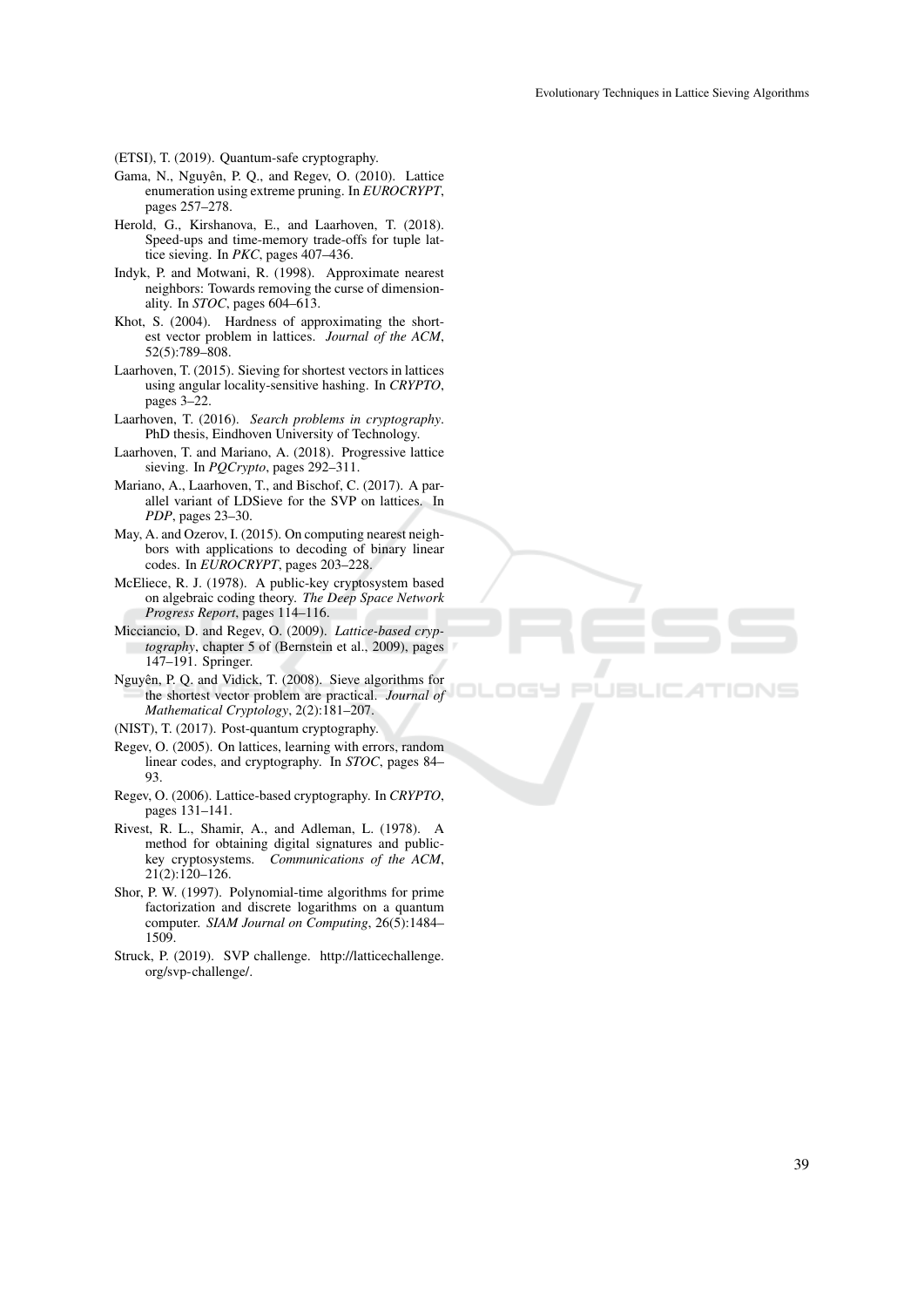(ETSI), T. (2019). Quantum-safe cryptography.

Gama, N., Nguyên, P. Q., and Regev, O. (2010). Lattice enumeration using extreme pruning. In *EUROCRYPT*, pages 257–278.

Herold, G., Kirshanova, E., and Laarhoven, T. (2018). Speed-ups and time-memory trade-offs for tuple lattice sieving. In *PKC*, pages 407–436.

Indyk, P. and Motwani, R. (1998). Approximate nearest neighbors: Towards removing the curse of dimensionality. In *STOC*, pages 604–613.

Khot, S. (2004). Hardness of approximating the shortest vector problem in lattices. *Journal of the ACM*, 52(5):789–808.

Laarhoven, T. (2015). Sieving for shortest vectors in lattices using angular locality-sensitive hashing. In *CRYPTO*, pages 3–22.

Laarhoven, T. (2016). *Search problems in cryptography*. PhD thesis, Eindhoven University of Technology.

Laarhoven, T. and Mariano, A. (2018). Progressive lattice sieving. In *PQCrypto*, pages 292–311.

Mariano, A., Laarhoven, T., and Bischof, C. (2017). A parallel variant of LDSieve for the SVP on lattices. In *PDP*, pages 23–30.

May, A. and Ozerov, I. (2015). On computing nearest neighbors with applications to decoding of binary linear codes. In *EUROCRYPT*, pages 203–228.

McEliece, R. J. (1978). A public-key cryptosystem based on algebraic coding theory. *The Deep Space Network Progress Report*, pages 114–116.

Micciancio, D. and Regev, O. (2009). *Lattice-based cryptography*, chapter 5 of (Bernstein et al., 2009), pages 147–191. Springer.

Nguyên, P. Q. and Vidick, T. (2008). Sieve algorithms for the shortest vector problem are practical. *Journal of Mathematical Cryptology*, 2(2):181–207.

(NIST), T. (2017). Post-quantum cryptography.

Regev, O. (2005). On lattices, learning with errors, random linear codes, and cryptography. In *STOC*, pages 84–93.

Regev, O. (2006). Lattice-based cryptography. In *CRYPTO*, pages 131–141.

Rivest, R. L., Shamir, A., and Adleman, L. (1978). A method for obtaining digital signatures and public-key cryptosystems. *Communications of the ACM*, 21(2):120–126.

Shor, P. W. (1997). Polynomial-time algorithms for prime factorization and discrete logarithms on a quantum computer. *SIAM Journal on Computing*, 26(5):1484–1509.

Struck, P. (2019). SVP challenge. http://latticechallenge.org/svp-challenge/.